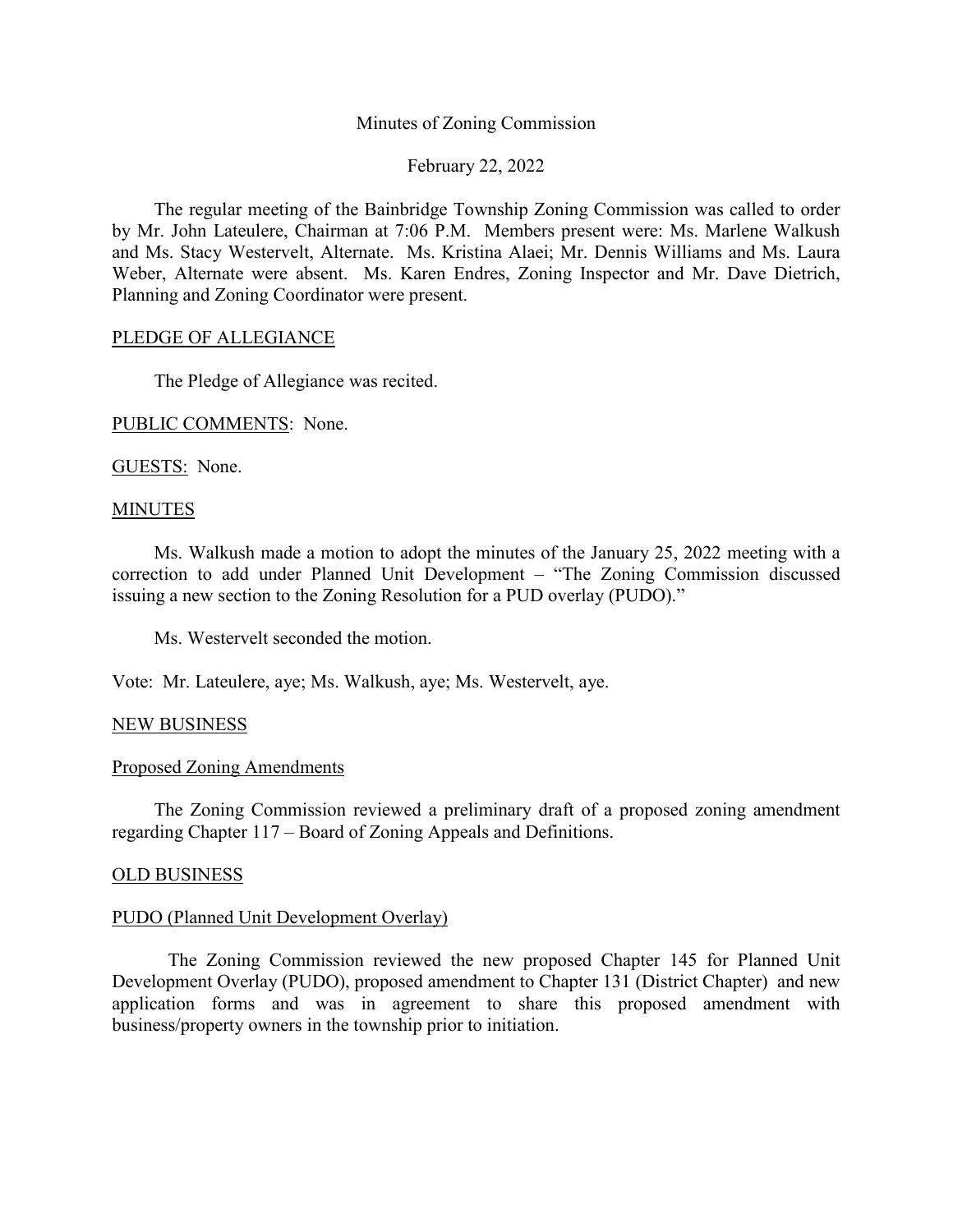Minutes of Zoning Commission

February 22, 2022

The regular meeting of the Bainbridge Township Zoning Commission was called to order by Mr. John Lateulere, Chairman at 7:06 P.M. Members present were: Ms. Marlene Walkush and Ms. Stacy Westervelt, Alternate. Ms. Kristina Alaei; Mr. Dennis Williams and Ms. Laura Weber, Alternate were absent. Ms. Karen Endres, Zoning Inspector and Mr. Dave Dietrich, Planning and Zoning Coordinator were present.

PLEDGE OF ALLEGIANCE

The Pledge of Allegiance was recited.

PUBLIC COMMENTS: None.

GUESTS: None.

MINUTES

Ms. Walkush made a motion to adopt the minutes of the January 25, 2022 meeting with a correction to add under Planned Unit Development – "The Zoning Commission discussed issuing a new section to the Zoning Resolution for a PUD overlay (PUDO)."

Ms. Westervelt seconded the motion.

Vote: Mr. Lateulere, aye; Ms. Walkush, aye; Ms. Westervelt, aye.

NEW BUSINESS

Proposed Zoning Amendments

The Zoning Commission reviewed a preliminary draft of a proposed zoning amendment regarding Chapter 117 – Board of Zoning Appeals and Definitions.

OLD BUSINESS

PUDO (Planned Unit Development Overlay)

The Zoning Commission reviewed the new proposed Chapter 145 for Planned Unit Development Overlay (PUDO), proposed amendment to Chapter 131 (District Chapter) and new application forms and was in agreement to share this proposed amendment with business/property owners in the township prior to initiation.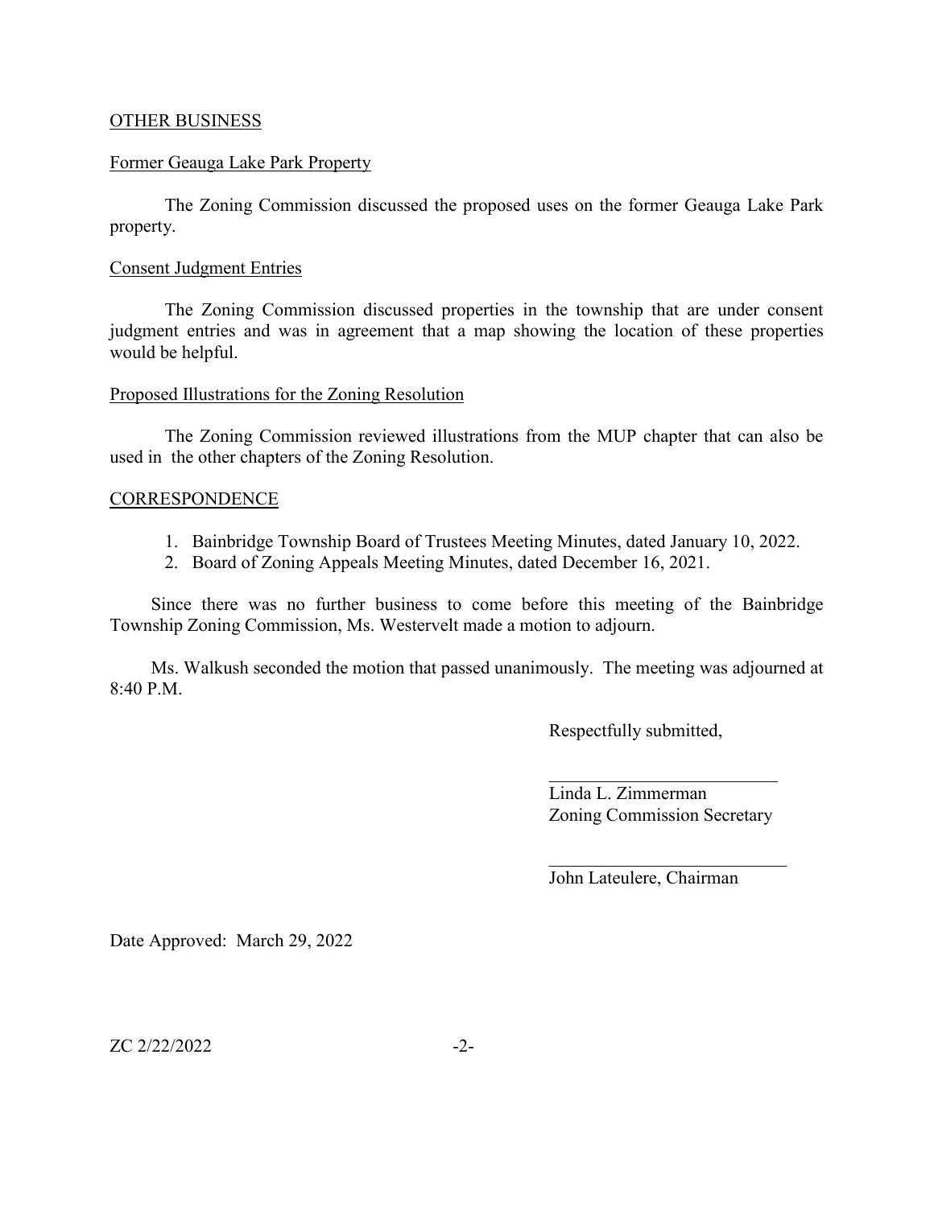OTHER BUSINESS

Former Geauga Lake Park Property

The Zoning Commission discussed the proposed uses on the former Geauga Lake Park property.

Consent Judgment Entries

The Zoning Commission discussed properties in the township that are under consent judgment entries and was in agreement that a map showing the location of these properties would be helpful.

Proposed Illustrations for the Zoning Resolution

The Zoning Commission reviewed illustrations from the MUP chapter that can also be used in the other chapters of the Zoning Resolution.

CORRESPONDENCE

1. Bainbridge Township Board of Trustees Meeting Minutes, dated January 10, 2022.
2. Board of Zoning Appeals Meeting Minutes, dated December 16, 2021.

Since there was no further business to come before this meeting of the Bainbridge Township Zoning Commission, Ms. Westervelt made a motion to adjourn.

Ms. Walkush seconded the motion that passed unanimously. The meeting was adjourned at 8:40 P.M.

Respectfully submitted,

\_\_\_\_\_\_\_\_\_\_\_\_\_\_\_\_\_\_\_\_\_\_\_\_\_\_
Linda L. Zimmerman
Zoning Commission Secretary

\_\_\_\_\_\_\_\_\_\_\_\_\_\_\_\_\_\_\_\_\_\_\_\_\_\_
John Lateulere, Chairman

Date Approved: March 29, 2022

ZC 2/22/2022